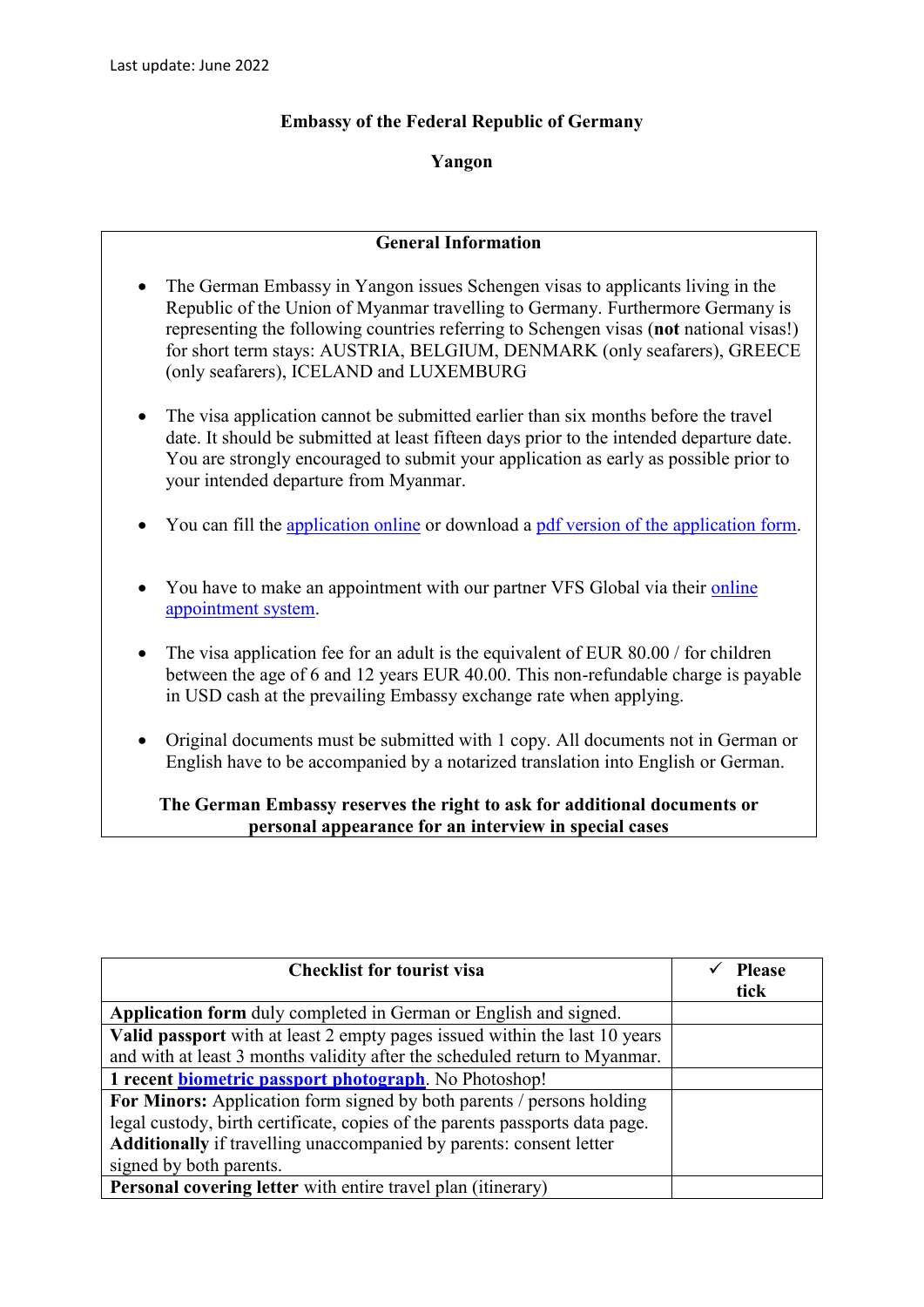Last update: June 2022

**Embassy of the Federal Republic of Germany**

**Yangon**

## General Information

- The German Embassy in Yangon issues Schengen visas to applicants living in the Republic of the Union of Myanmar travelling to Germany. Furthermore Germany is representing the following countries referring to Schengen visas (**not** national visas!) for short term stays: AUSTRIA, BELGIUM, DENMARK (only seafarers), GREECE (only seafarers), ICELAND and LUXEMBURG

- The visa application cannot be submitted earlier than six months before the travel date. It should be submitted at least fifteen days prior to the intended departure date. You are strongly encouraged to submit your application as early as possible prior to your intended departure from Myanmar.

- You can fill the application online or download a pdf version of the application form.

- You have to make an appointment with our partner VFS Global via their online appointment system.

- The visa application fee for an adult is the equivalent of EUR 80.00 / for children between the age of 6 and 12 years EUR 40.00. This non-refundable charge is payable in USD cash at the prevailing Embassy exchange rate when applying.

- Original documents must be submitted with 1 copy. All documents not in German or English have to be accompanied by a notarized translation into English or German.

**The German Embassy reserves the right to ask for additional documents or personal appearance for an interview in special cases**

| Checklist for tourist visa | ✓ Please tick |
|---|---|
| **Application form** duly completed in German or English and signed. | |
| **Valid passport** with at least 2 empty pages issued within the last 10 years and with at least 3 months validity after the scheduled return to Myanmar. | |
| **1 recent biometric passport photograph**. No Photoshop! | |
| **For Minors:** Application form signed by both parents / persons holding legal custody, birth certificate, copies of the parents passports data page. **Additionally** if travelling unaccompanied by parents: consent letter signed by both parents. | |
| **Personal covering letter** with entire travel plan (itinerary) | |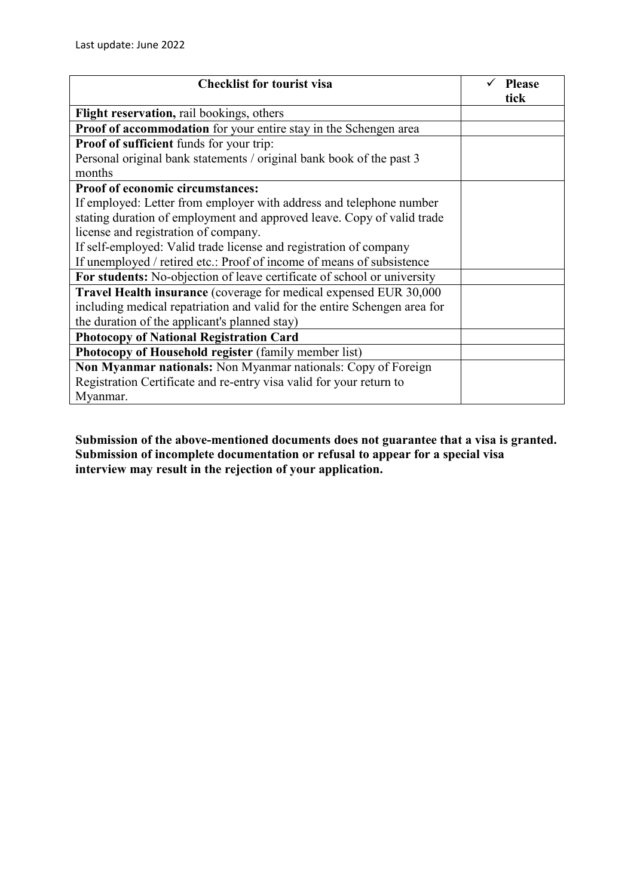Last update: June 2022

| Checklist for tourist visa | ✓ Please tick |
|---|---|
| **Flight reservation,** rail bookings, others | |
| **Proof of accommodation** for your entire stay in the Schengen area | |
| **Proof of sufficient** funds for your trip:<br>Personal original bank statements / original bank book of the past 3 months | |
| **Proof of economic circumstances:**<br>If employed: Letter from employer with address and telephone number stating duration of employment and approved leave. Copy of valid trade license and registration of company.<br>If self-employed: Valid trade license and registration of company<br>If unemployed / retired etc.: Proof of income of means of subsistence | |
| **For students:** No-objection of leave certificate of school or university | |
| **Travel Health insurance** (coverage for medical expensed EUR 30,000 including medical repatriation and valid for the entire Schengen area for the duration of the applicant's planned stay) | |
| **Photocopy of National Registration Card** | |
| **Photocopy of Household register** (family member list) | |
| **Non Myanmar nationals:** Non Myanmar nationals: Copy of Foreign Registration Certificate and re-entry visa valid for your return to Myanmar. | |

**Submission of the above-mentioned documents does not guarantee that a visa is granted. Submission of incomplete documentation or refusal to appear for a special visa interview may result in the rejection of your application.**